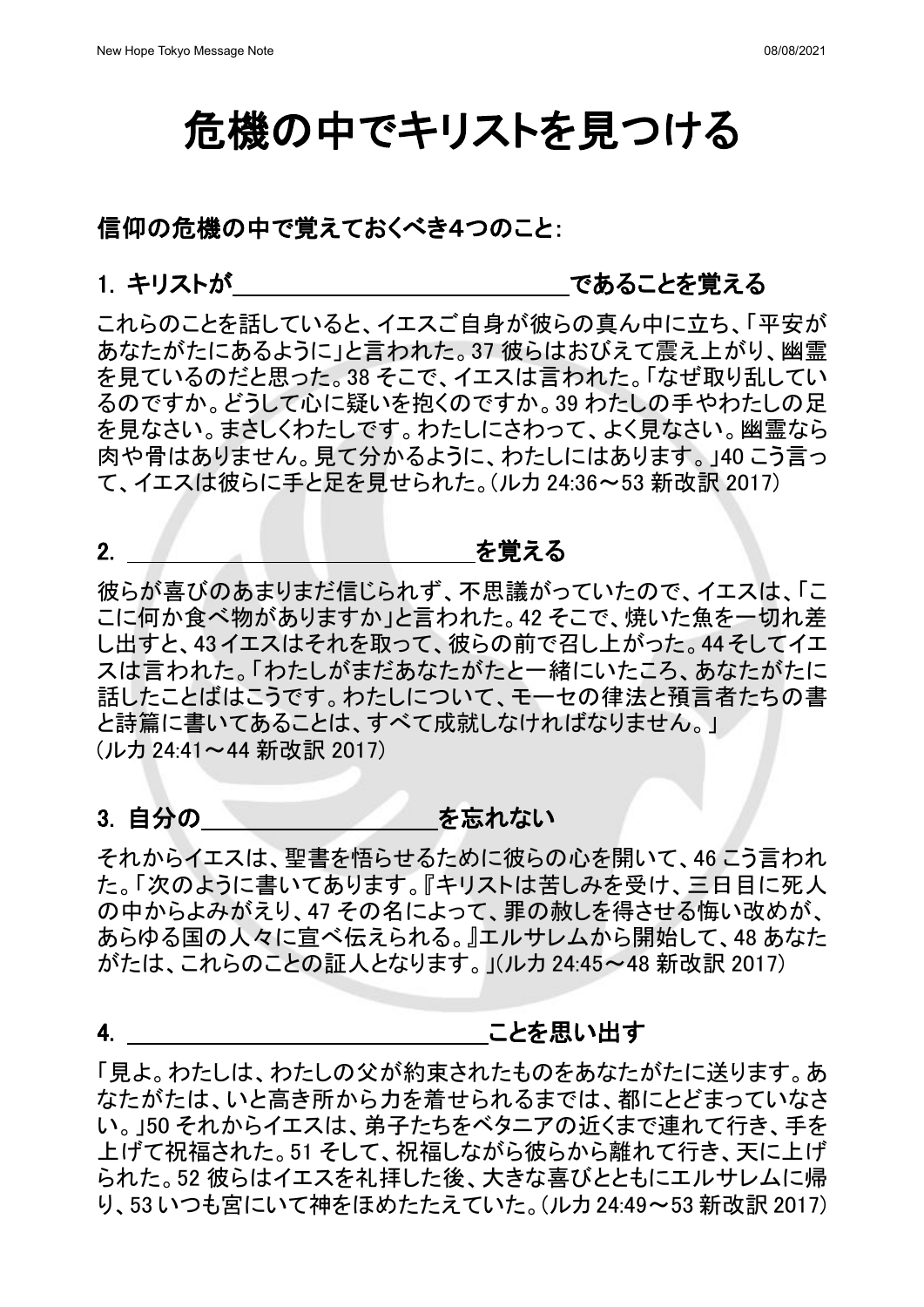# 危機の中でキリストを見つける

## 信仰の危機の中で覚えておくべき4つのこと:

### 1. キリストが＿＿＿＿＿＿＿＿＿＿＿＿＿＿であることを覚える

これらのことを話していると、イエスご自身が彼らの真ん中に立ち、「平安があなたがたにあるように」と言われた。37 彼らはおびえて震え上がり、幽霊を見ているのだと思った。38 そこで、イエスは言われた。「なぜ取り乱しているのですか。どうして心に疑いを抱くのですか。39 わたしの手やわたしの足を見なさい。まさしくわたしです。わたしにさわって、よく見なさい。幽霊なら肉や骨はありません。見て分かるように、わたしにはあります。」40 こう言って、イエスは彼らに手と足を見せられた。(ルカ 24:36～53 新改訳 2017)

### 2. ＿＿＿＿＿＿＿＿＿＿＿＿＿＿＿を覚える

彼らが喜びのあまりまだ信じられず、不思議がっていたので、イエスは、「ここに何か食べ物がありますか」と言われた。42 そこで、焼いた魚を一切れ差し出すと、43 イエスはそれを取って、彼らの前で召し上がった。44 そしてイエスは言われた。「わたしがまだあなたがたと一緒にいたころ、あなたがたに話したことばはこうです。わたしについて、モーセの律法と預言者たちの書と詩篇に書いてあることは、すべて成就しなければなりません。」
(ルカ 24:41～44 新改訳 2017)

### 3. 自分の＿＿＿＿＿＿＿＿＿＿を忘れない

それからイエスは、聖書を悟らせるために彼らの心を開いて、46 こう言われた。「次のように書いてあります。『キリストは苦しみを受け、三日目に死人の中からよみがえり、47 その名によって、罪の赦しを得させる悔い改めが、あらゆる国の人々に宣べ伝えられる。』エルサレムから開始して、48 あなたがたは、これらのことの証人となります。」(ルカ 24:45～48 新改訳 2017)

### 4. ＿＿＿＿＿＿＿＿＿＿＿＿＿＿＿＿ことを思い出す

「見よ。わたしは、わたしの父が約束されたものをあなたがたに送ります。あなたがたは、いと高き所から力を着せられるまでは、都にとどまっていなさい。」50 それからイエスは、弟子たちをベタニアの近くまで連れて行き、手を上げて祝福された。51 そして、祝福しながら彼らから離れて行き、天に上げられた。52 彼らはイエスを礼拝した後、大きな喜びとともにエルサレムに帰り、53 いつも宮にいて神をほめたたえていた。(ルカ 24:49～53 新改訳 2017)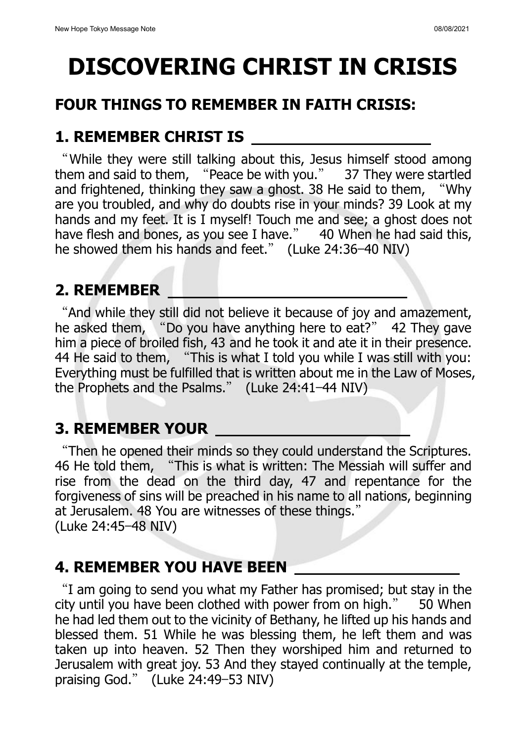# DISCOVERING CHRIST IN CRISIS

## FOUR THINGS TO REMEMBER IN FAITH CRISIS:

### 1. REMEMBER CHRIST IS ____________________

"While they were still talking about this, Jesus himself stood among them and said to them, "Peace be with you." 37 They were startled and frightened, thinking they saw a ghost. 38 He said to them, "Why are you troubled, and why do doubts rise in your minds? 39 Look at my hands and my feet. It is I myself! Touch me and see; a ghost does not have flesh and bones, as you see I have." 40 When he had said this, he showed them his hands and feet." (Luke 24:36–40 NIV)

### 2. REMEMBER ____________________________

"And while they still did not believe it because of joy and amazement, he asked them, "Do you have anything here to eat?" 42 They gave him a piece of broiled fish, 43 and he took it and ate it in their presence. 44 He said to them, "This is what I told you while I was still with you: Everything must be fulfilled that is written about me in the Law of Moses, the Prophets and the Psalms." (Luke 24:41–44 NIV)

### 3. REMEMBER YOUR ______________________

"Then he opened their minds so they could understand the Scriptures. 46 He told them, "This is what is written: The Messiah will suffer and rise from the dead on the third day, 47 and repentance for the forgiveness of sins will be preached in his name to all nations, beginning at Jerusalem. 48 You are witnesses of these things."
(Luke 24:45–48 NIV)

### 4. REMEMBER YOU HAVE BEEN ___________________

"I am going to send you what my Father has promised; but stay in the city until you have been clothed with power from on high." 50 When he had led them out to the vicinity of Bethany, he lifted up his hands and blessed them. 51 While he was blessing them, he left them and was taken up into heaven. 52 Then they worshiped him and returned to Jerusalem with great joy. 53 And they stayed continually at the temple, praising God." (Luke 24:49–53 NIV)